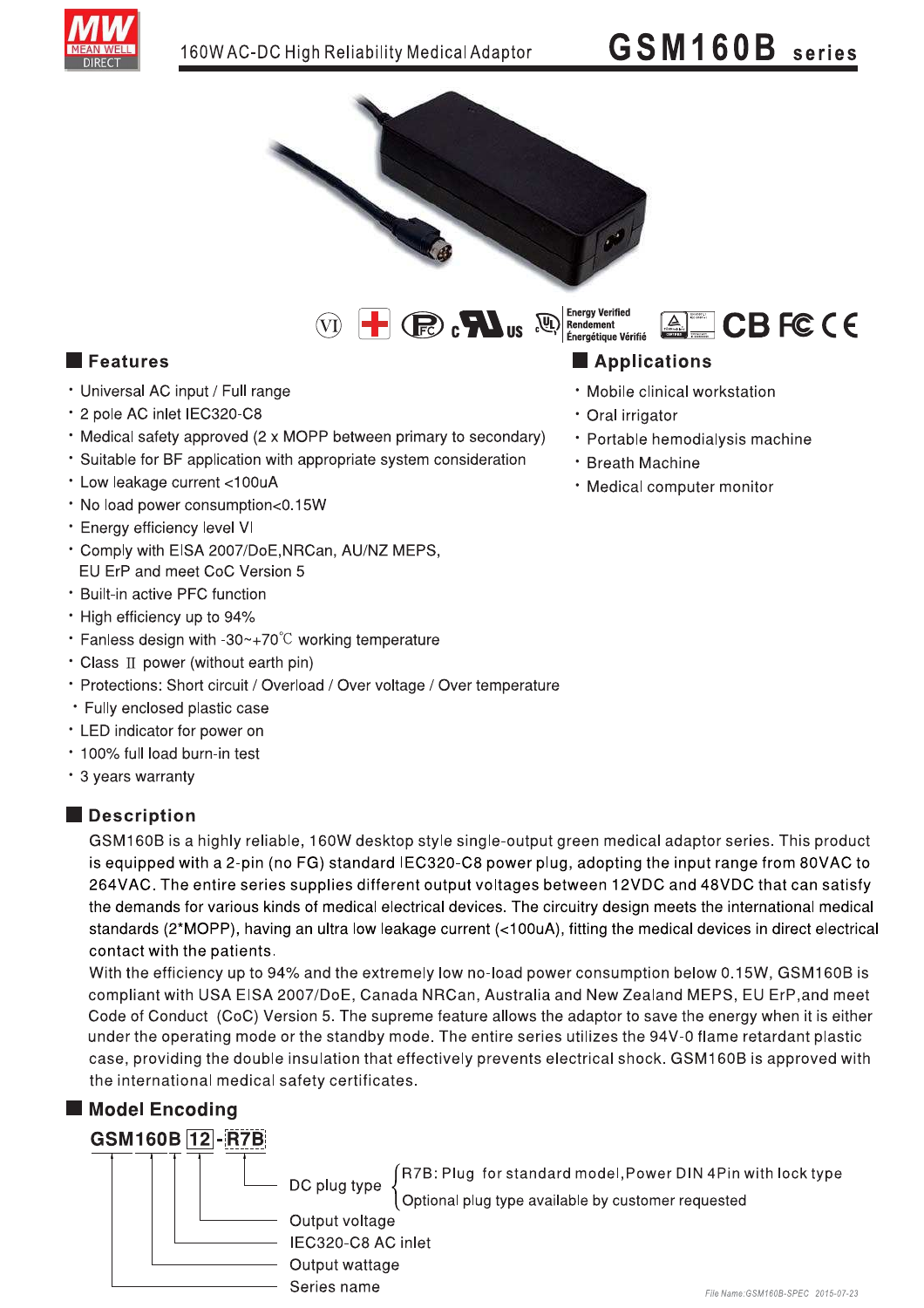# 160W AC-DC High Reliability Medical Adaptor

# GSM160B series

## Features

- Universal AC input / Full range
- 2 pole AC inlet IEC320-C8
- Medical safety approved (2 x MOPP between primary to secondary)
- Suitable for BF application with appropriate system consideration
- Low leakage current <100uA
- No load power consumption<0.15W
- Energy efficiency level VI
- Comply with EISA 2007/DoE,NRCan, AU/NZ MEPS, EU ErP and meet CoC Version 5
- Built-in active PFC function
- High efficiency up to 94%
- Fanless design with -30~+70℃ working temperature
- Class Ⅱ power (without earth pin)
- Protections: Short circuit / Overload / Over voltage / Over temperature
- Fully enclosed plastic case
- LED indicator for power on
- 100% full load burn-in test
- 3 years warranty

## Applications

- Mobile clinical workstation
- Oral irrigator
- Portable hemodialysis machine
- Breath Machine
- Medical computer monitor

## Description

GSM160B is a highly reliable, 160W desktop style single-output green medical adaptor series. This product is equipped with a 2-pin (no FG) standard IEC320-C8 power plug, adopting the input range from 80VAC to 264VAC. The entire series supplies different output voltages between 12VDC and 48VDC that can satisfy the demands for various kinds of medical electrical devices. The circuitry design meets the international medical standards (2*MOPP), having an ultra low leakage current (<100uA), fitting the medical devices in direct electrical contact with the patients.

With the efficiency up to 94% and the extremely low no-load power consumption below 0.15W, GSM160B is compliant with USA EISA 2007/DoE, Canada NRCan, Australia and New Zealand MEPS, EU ErP,and meet Code of Conduct (CoC) Version 5. The supreme feature allows the adaptor to save the energy when it is either under the operating mode or the standby mode. The entire series utilizes the 94V-0 flame retardant plastic case, providing the double insulation that effectively prevents electrical shock. GSM160B is approved with the international medical safety certificates.

## Model Encoding

**GSM160B 12 - R7B**

- DC plug type
  - R7B: Plug for standard model,Power DIN 4Pin with lock type
  - Optional plug type available by customer requested
- Output voltage
- IEC320-C8 AC inlet
- Output wattage
- Series name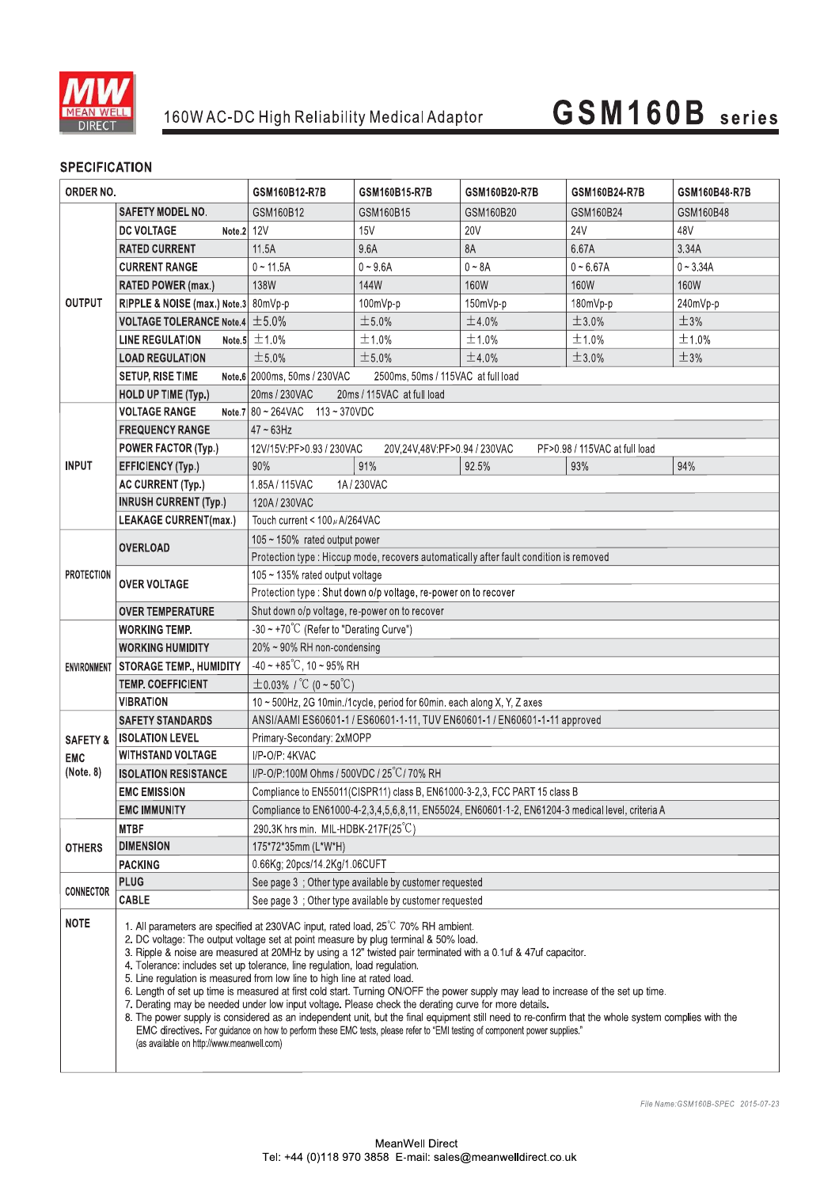# 160W AC-DC High Reliability Medical Adaptor — GSM160B series

## SPECIFICATION

| ORDER NO. | | GSM160B12-R7B | GSM160B15-R7B | GSM160B20-R7B | GSM160B24-R7B | GSM160B48-R7B |
|---|---|---|---|---|---|---|
| OUTPUT | SAFETY MODEL NO. | GSM160B12 | GSM160B15 | GSM160B20 | GSM160B24 | GSM160B48 |
| | DC VOLTAGE Note.2 | 12V | 15V | 20V | 24V | 48V |
| | RATED CURRENT | 11.5A | 9.6A | 8A | 6.67A | 3.34A |
| | CURRENT RANGE | 0 ~ 11.5A | 0 ~ 9.6A | 0 ~ 8A | 0 ~ 6.67A | 0 ~ 3.34A |
| | RATED POWER (max.) | 138W | 144W | 160W | 160W | 160W |
| | RIPPLE & NOISE (max.) Note.3 | 80mVp-p | 100mVp-p | 150mVp-p | 180mVp-p | 240mVp-p |
| | VOLTAGE TOLERANCE Note.4 | ±5.0% | ±5.0% | ±4.0% | ±3.0% | ±3% |
| | LINE REGULATION Note.5 | ±1.0% | ±1.0% | ±1.0% | ±1.0% | ±1.0% |
| | LOAD REGULATION | ±5.0% | ±5.0% | ±4.0% | ±3.0% | ±3% |
| | SETUP, RISE TIME Note.6 | 2000ms, 50ms / 230VAC 2500ms, 50ms / 115VAC at full load | | | | |
| | HOLD UP TIME (Typ.) | 20ms / 230VAC 20ms / 115VAC at full load | | | | |
| INPUT | VOLTAGE RANGE Note.7 | 80 ~ 264VAC 113 ~ 370VDC | | | | |
| | FREQUENCY RANGE | 47 ~ 63Hz | | | | |
| | POWER FACTOR (Typ.) | 12V/15V:PF>0.93 / 230VAC 20V,24V,48V:PF>0.94 / 230VAC PF>0.98 / 115VAC at full load | | | | |
| | EFFICIENCY (Typ.) | 90% | 91% | 92.5% | 93% | 94% |
| | AC CURRENT (Typ.) | 1.85A / 115VAC 1A / 230VAC | | | | |
| | INRUSH CURRENT (Typ.) | 120A / 230VAC | | | | |
| | LEAKAGE CURRENT(max.) | Touch current < 100μA/264VAC | | | | |
| PROTECTION | OVERLOAD | 105 ~ 150% rated output power | | | | |
| | | Protection type : Hiccup mode, recovers automatically after fault condition is removed | | | | |
| | OVER VOLTAGE | 105 ~ 135% rated output voltage | | | | |
| | | Protection type : Shut down o/p voltage, re-power on to recover | | | | |
| | OVER TEMPERATURE | Shut down o/p voltage, re-power on to recover | | | | |
| ENVIRONMENT | WORKING TEMP. | -30 ~ +70℃ (Refer to "Derating Curve") | | | | |
| | WORKING HUMIDITY | 20% ~ 90% RH non-condensing | | | | |
| | STORAGE TEMP., HUMIDITY | -40 ~ +85℃, 10 ~ 95% RH | | | | |
| | TEMP. COEFFICIENT | ±0.03% / ℃ (0 ~ 50℃) | | | | |
| | VIBRATION | 10 ~ 500Hz, 2G 10min./1cycle, period for 60min. each along X, Y, Z axes | | | | |
| SAFETY & EMC (Note. 8) | SAFETY STANDARDS | ANSI/AAMI ES60601-1 / ES60601-1-11, TUV EN60601-1 / EN60601-1-11 approved | | | | |
| | ISOLATION LEVEL | Primary-Secondary: 2xMOPP | | | | |
| | WITHSTAND VOLTAGE | I/P-O/P: 4KVAC | | | | |
| | ISOLATION RESISTANCE | I/P-O/P:100M Ohms / 500VDC / 25℃/ 70% RH | | | | |
| | EMC EMISSION | Compliance to EN55011(CISPR11) class B, EN61000-3-2,3, FCC PART 15 class B | | | | |
| | EMC IMMUNITY | Compliance to EN61000-4-2,3,4,5,6,8,11, EN55024, EN60601-1-2, EN61204-3 medical level, criteria A | | | | |
| OTHERS | MTBF | 290.3K hrs min. MIL-HDBK-217F(25℃) | | | | |
| | DIMENSION | 175*72*35mm (L*W*H) | | | | |
| | PACKING | 0.66Kg; 20pcs/14.2Kg/1.06CUFT | | | | |
| CONNECTOR | PLUG | See page 3 ; Other type available by customer requested | | | | |
| | CABLE | See page 3 ; Other type available by customer requested | | | | |

**NOTE**

1. All parameters are specified at 230VAC input, rated load, 25℃ 70% RH ambient.
2. DC voltage: The output voltage set at point measure by plug terminal & 50% load.
3. Ripple & noise are measured at 20MHz by using a 12" twisted pair terminated with a 0.1uf & 47uf capacitor.
4. Tolerance: includes set up tolerance, line regulation, load regulation.
5. Line regulation is measured from low line to high line at rated load.
6. Length of set up time is measured at first cold start. Turning ON/OFF the power supply may lead to increase of the set up time.
7. Derating may be needed under low input voltage. Please check the derating curve for more details.
8. The power supply is considered as an independent unit, but the final equipment still need to re-confirm that the whole system complies with the EMC directives. For guidance on how to perform these EMC tests, please refer to "EMI testing of component power supplies." (as available on http://www.meanwell.com)

File Name:GSM160B-SPEC 2015-07-23

MeanWell Direct
Tel: +44 (0)118 970 3858 E-mail: sales@meanwelldirect.co.uk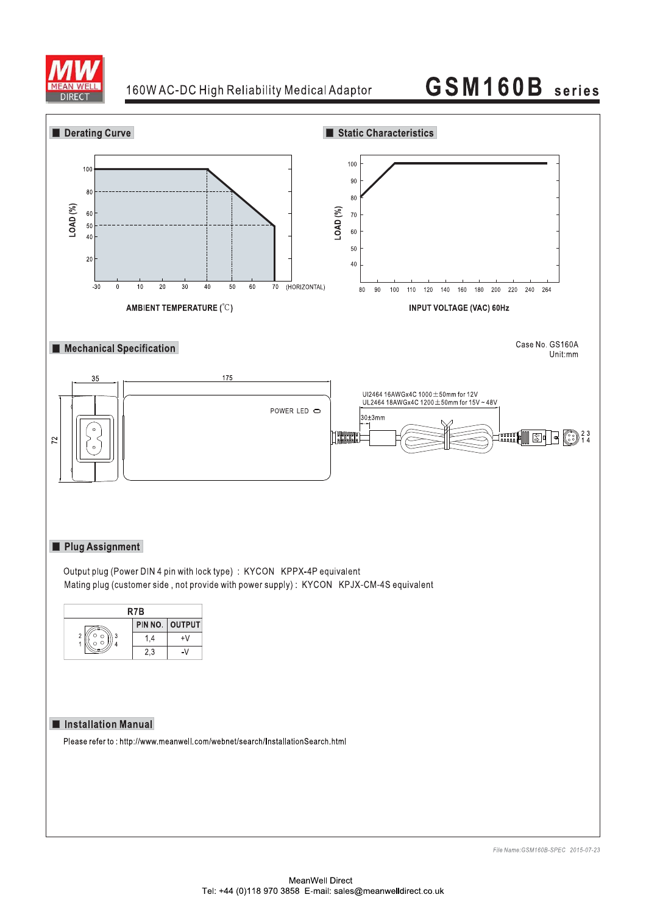## ■ Derating Curve

LOAD (%)

100
80
60
50
40
20

-30 0 10 20 30 40 50 60 70 (HORIZONTAL)

AMBIENT TEMPERATURE (℃)

## ■ Static Characteristics

LOAD (%)

100
90
80
70
60
50
40

80 90 100 110 120 140 160 180 200 220 240 264

INPUT VOLTAGE (VAC) 60Hz

## ■ Mechanical Specification

Case No. GS160A
Unit:mm

35
175
72
POWER LED
UI2464 16AWGx4C 1000±50mm for 12V
UL2464 18AWGx4C 1200±50mm for 15V ~ 48V
30±3mm
2 3
1 4

## ■ Plug Assignment

Output plug (Power DIN 4 pin with lock type) : KYCON KPPX-4P equivalent
Mating plug (customer side , not provide with power supply) : KYCON KPJX-CM-4S equivalent

| R7B | | |
|---|---|---|
| | PIN NO. | OUTPUT |
| 2 3 / 1 4 | 1,4 | +V |
| | 2,3 | -V |

## ■ Installation Manual

Please refer to : http://www.meanwell.com/webnet/search/InstallationSearch.html

*File Name:GSM160B-SPEC 2015-07-23*